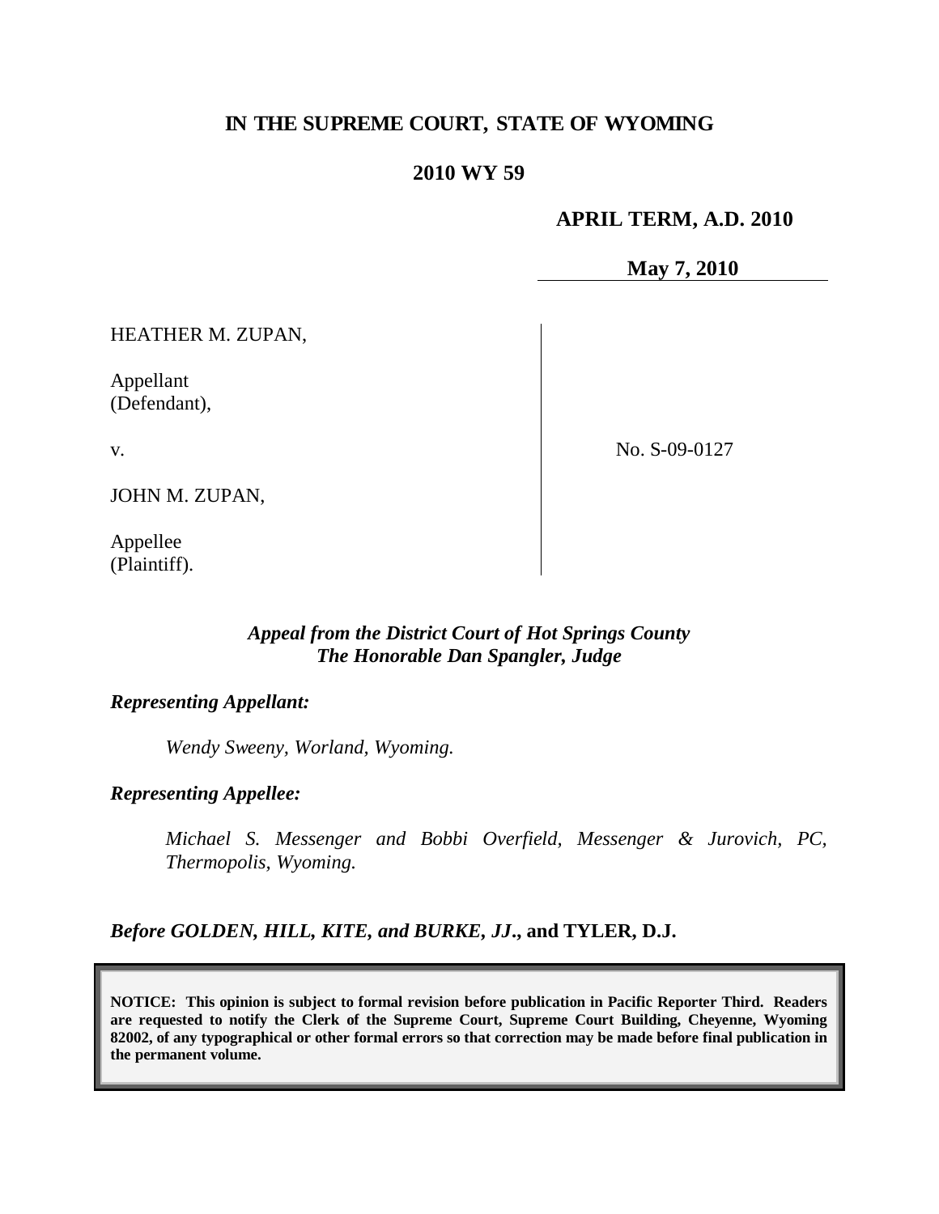# IN THE SUPREME COURT, STATE OF WYOMING

## 2010 WY 59

**APRIL TERM, A.D. 2010**

**May 7, 2010**

| | |
|---|---|
| HEATHER M. ZUPAN,<br><br>Appellant<br>(Defendant),<br><br>v.<br><br>JOHN M. ZUPAN,<br><br>Appellee<br>(Plaintiff). | No. S-09-0127 |

***Appeal from the District Court of Hot Springs County***
***The Honorable Dan Spangler, Judge***

***Representing Appellant:***

*Wendy Sweeny, Worland, Wyoming.*

***Representing Appellee:***

*Michael S. Messenger and Bobbi Overfield, Messenger & Jurovich, PC, Thermopolis, Wyoming.*

***Before GOLDEN, HILL, KITE, and BURKE, JJ.*, and TYLER, D.J.**

**NOTICE: This opinion is subject to formal revision before publication in Pacific Reporter Third. Readers are requested to notify the Clerk of the Supreme Court, Supreme Court Building, Cheyenne, Wyoming 82002, of any typographical or other formal errors so that correction may be made before final publication in the permanent volume.**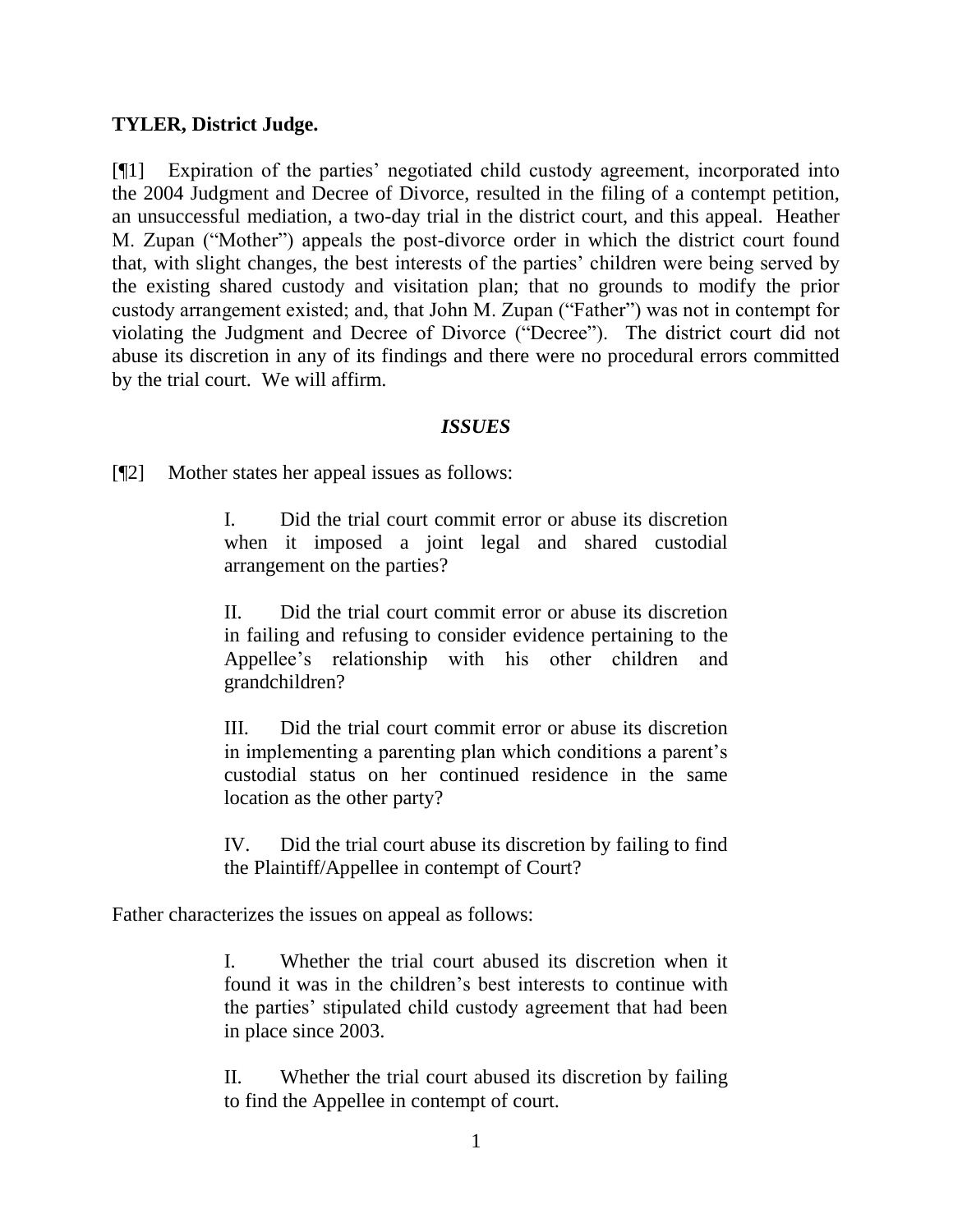**TYLER, District Judge.**

[¶1] Expiration of the parties' negotiated child custody agreement, incorporated into the 2004 Judgment and Decree of Divorce, resulted in the filing of a contempt petition, an unsuccessful mediation, a two-day trial in the district court, and this appeal. Heather M. Zupan ("Mother") appeals the post-divorce order in which the district court found that, with slight changes, the best interests of the parties' children were being served by the existing shared custody and visitation plan; that no grounds to modify the prior custody arrangement existed; and, that John M. Zupan ("Father") was not in contempt for violating the Judgment and Decree of Divorce ("Decree"). The district court did not abuse its discretion in any of its findings and there were no procedural errors committed by the trial court. We will affirm.

***ISSUES***

[¶2] Mother states her appeal issues as follows:

> I. Did the trial court commit error or abuse its discretion when it imposed a joint legal and shared custodial arrangement on the parties?
>
> II. Did the trial court commit error or abuse its discretion in failing and refusing to consider evidence pertaining to the Appellee's relationship with his other children and grandchildren?
>
> III. Did the trial court commit error or abuse its discretion in implementing a parenting plan which conditions a parent's custodial status on her continued residence in the same location as the other party?
>
> IV. Did the trial court abuse its discretion by failing to find the Plaintiff/Appellee in contempt of Court?

Father characterizes the issues on appeal as follows:

> I. Whether the trial court abused its discretion when it found it was in the children's best interests to continue with the parties' stipulated child custody agreement that had been in place since 2003.
>
> II. Whether the trial court abused its discretion by failing to find the Appellee in contempt of court.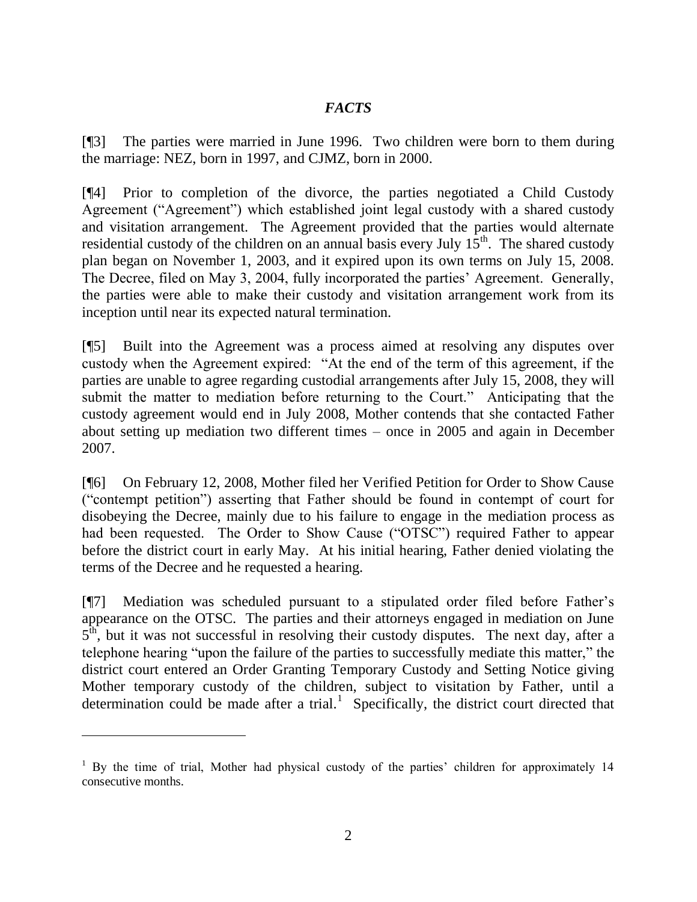## *FACTS*

[¶3] The parties were married in June 1996. Two children were born to them during the marriage: NEZ, born in 1997, and CJMZ, born in 2000.

[¶4] Prior to completion of the divorce, the parties negotiated a Child Custody Agreement ("Agreement") which established joint legal custody with a shared custody and visitation arrangement. The Agreement provided that the parties would alternate residential custody of the children on an annual basis every July 15th. The shared custody plan began on November 1, 2003, and it expired upon its own terms on July 15, 2008. The Decree, filed on May 3, 2004, fully incorporated the parties' Agreement. Generally, the parties were able to make their custody and visitation arrangement work from its inception until near its expected natural termination.

[¶5] Built into the Agreement was a process aimed at resolving any disputes over custody when the Agreement expired: "At the end of the term of this agreement, if the parties are unable to agree regarding custodial arrangements after July 15, 2008, they will submit the matter to mediation before returning to the Court." Anticipating that the custody agreement would end in July 2008, Mother contends that she contacted Father about setting up mediation two different times – once in 2005 and again in December 2007.

[¶6] On February 12, 2008, Mother filed her Verified Petition for Order to Show Cause ("contempt petition") asserting that Father should be found in contempt of court for disobeying the Decree, mainly due to his failure to engage in the mediation process as had been requested. The Order to Show Cause ("OTSC") required Father to appear before the district court in early May. At his initial hearing, Father denied violating the terms of the Decree and he requested a hearing.

[¶7] Mediation was scheduled pursuant to a stipulated order filed before Father's appearance on the OTSC. The parties and their attorneys engaged in mediation on June 5th, but it was not successful in resolving their custody disputes. The next day, after a telephone hearing "upon the failure of the parties to successfully mediate this matter," the district court entered an Order Granting Temporary Custody and Setting Notice giving Mother temporary custody of the children, subject to visitation by Father, until a determination could be made after a trial.[1] Specifically, the district court directed that

---

[1] By the time of trial, Mother had physical custody of the parties' children for approximately 14 consecutive months.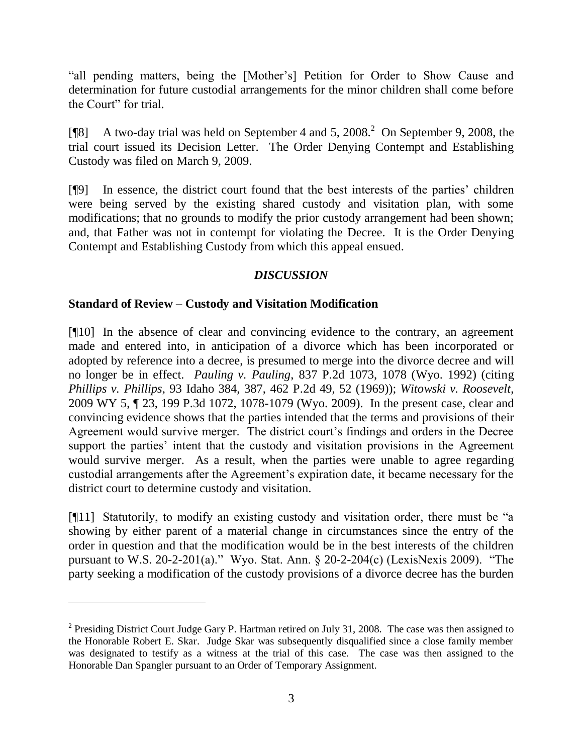"all pending matters, being the [Mother's] Petition for Order to Show Cause and determination for future custodial arrangements for the minor children shall come before the Court" for trial.

[¶8] A two-day trial was held on September 4 and 5, 2008.[2] On September 9, 2008, the trial court issued its Decision Letter. The Order Denying Contempt and Establishing Custody was filed on March 9, 2009.

[¶9] In essence, the district court found that the best interests of the parties' children were being served by the existing shared custody and visitation plan, with some modifications; that no grounds to modify the prior custody arrangement had been shown; and, that Father was not in contempt for violating the Decree. It is the Order Denying Contempt and Establishing Custody from which this appeal ensued.

## *DISCUSSION*

### Standard of Review – Custody and Visitation Modification

[¶10] In the absence of clear and convincing evidence to the contrary, an agreement made and entered into, in anticipation of a divorce which has been incorporated or adopted by reference into a decree, is presumed to merge into the divorce decree and will no longer be in effect. *Pauling v. Pauling*, 837 P.2d 1073, 1078 (Wyo. 1992) (citing *Phillips v. Phillips*, 93 Idaho 384, 387, 462 P.2d 49, 52 (1969)); *Witowski v. Roosevelt*, 2009 WY 5, ¶ 23, 199 P.3d 1072, 1078-1079 (Wyo. 2009). In the present case, clear and convincing evidence shows that the parties intended that the terms and provisions of their Agreement would survive merger. The district court's findings and orders in the Decree support the parties' intent that the custody and visitation provisions in the Agreement would survive merger. As a result, when the parties were unable to agree regarding custodial arrangements after the Agreement's expiration date, it became necessary for the district court to determine custody and visitation.

[¶11] Statutorily, to modify an existing custody and visitation order, there must be "a showing by either parent of a material change in circumstances since the entry of the order in question and that the modification would be in the best interests of the children pursuant to W.S. 20-2-201(a)." Wyo. Stat. Ann. § 20-2-204(c) (LexisNexis 2009). "The party seeking a modification of the custody provisions of a divorce decree has the burden

---

[2] Presiding District Court Judge Gary P. Hartman retired on July 31, 2008. The case was then assigned to the Honorable Robert E. Skar. Judge Skar was subsequently disqualified since a close family member was designated to testify as a witness at the trial of this case. The case was then assigned to the Honorable Dan Spangler pursuant to an Order of Temporary Assignment.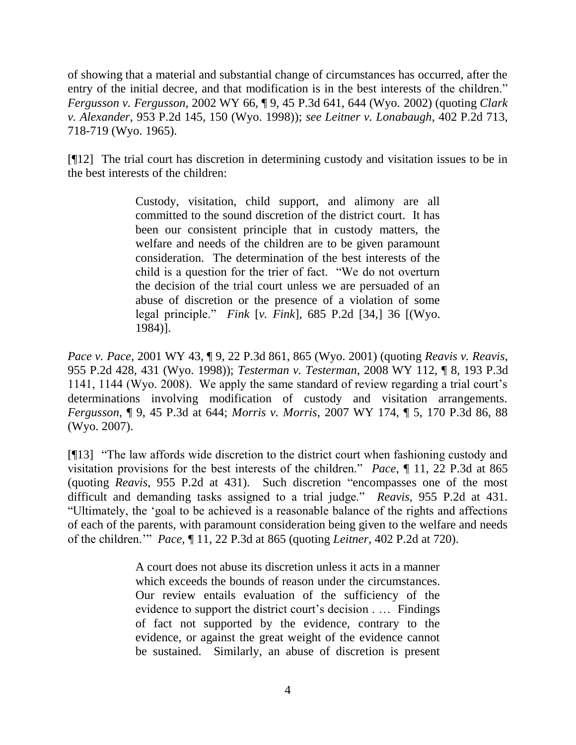of showing that a material and substantial change of circumstances has occurred, after the entry of the initial decree, and that modification is in the best interests of the children." *Fergusson v. Fergusson*, 2002 WY 66, ¶ 9, 45 P.3d 641, 644 (Wyo. 2002) (quoting *Clark v. Alexander*, 953 P.2d 145, 150 (Wyo. 1998)); *see Leitner v. Lonabaugh*, 402 P.2d 713, 718-719 (Wyo. 1965).

[¶12] The trial court has discretion in determining custody and visitation issues to be in the best interests of the children:

> Custody, visitation, child support, and alimony are all committed to the sound discretion of the district court. It has been our consistent principle that in custody matters, the welfare and needs of the children are to be given paramount consideration. The determination of the best interests of the child is a question for the trier of fact. "We do not overturn the decision of the trial court unless we are persuaded of an abuse of discretion or the presence of a violation of some legal principle." *Fink* [*v. Fink*], 685 P.2d [34,] 36 [(Wyo. 1984)].

*Pace v. Pace*, 2001 WY 43, ¶ 9, 22 P.3d 861, 865 (Wyo. 2001) (quoting *Reavis v. Reavis*, 955 P.2d 428, 431 (Wyo. 1998)); *Testerman v. Testerman*, 2008 WY 112, ¶ 8, 193 P.3d 1141, 1144 (Wyo. 2008). We apply the same standard of review regarding a trial court's determinations involving modification of custody and visitation arrangements. *Fergusson*, ¶ 9, 45 P.3d at 644; *Morris v. Morris*, 2007 WY 174, ¶ 5, 170 P.3d 86, 88 (Wyo. 2007).

[¶13] "The law affords wide discretion to the district court when fashioning custody and visitation provisions for the best interests of the children." *Pace*, ¶ 11, 22 P.3d at 865 (quoting *Reavis*, 955 P.2d at 431). Such discretion "encompasses one of the most difficult and demanding tasks assigned to a trial judge." *Reavis*, 955 P.2d at 431. "Ultimately, the 'goal to be achieved is a reasonable balance of the rights and affections of each of the parents, with paramount consideration being given to the welfare and needs of the children.'" *Pace*, ¶ 11, 22 P.3d at 865 (quoting *Leitner*, 402 P.2d at 720).

> A court does not abuse its discretion unless it acts in a manner which exceeds the bounds of reason under the circumstances. Our review entails evaluation of the sufficiency of the evidence to support the district court's decision . … Findings of fact not supported by the evidence, contrary to the evidence, or against the great weight of the evidence cannot be sustained. Similarly, an abuse of discretion is present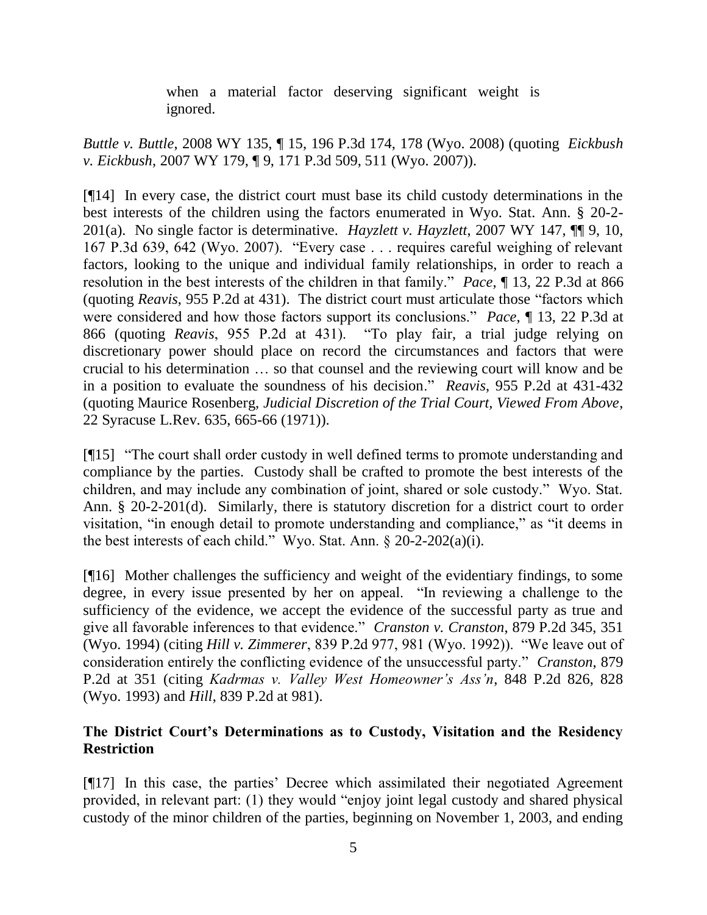> when a material factor deserving significant weight is ignored.

*Buttle v. Buttle*, 2008 WY 135, ¶ 15, 196 P.3d 174, 178 (Wyo. 2008) (quoting *Eickbush v. Eickbush*, 2007 WY 179, ¶ 9, 171 P.3d 509, 511 (Wyo. 2007)).

[¶14] In every case, the district court must base its child custody determinations in the best interests of the children using the factors enumerated in Wyo. Stat. Ann. § 20-2-201(a). No single factor is determinative. *Hayzlett v. Hayzlett*, 2007 WY 147, ¶¶ 9, 10, 167 P.3d 639, 642 (Wyo. 2007). "Every case . . . requires careful weighing of relevant factors, looking to the unique and individual family relationships, in order to reach a resolution in the best interests of the children in that family." *Pace*, ¶ 13, 22 P.3d at 866 (quoting *Reavis*, 955 P.2d at 431). The district court must articulate those "factors which were considered and how those factors support its conclusions." *Pace*, ¶ 13, 22 P.3d at 866 (quoting *Reavis*, 955 P.2d at 431). "To play fair, a trial judge relying on discretionary power should place on record the circumstances and factors that were crucial to his determination … so that counsel and the reviewing court will know and be in a position to evaluate the soundness of his decision." *Reavis*, 955 P.2d at 431-432 (quoting Maurice Rosenberg, *Judicial Discretion of the Trial Court, Viewed From Above*, 22 Syracuse L.Rev. 635, 665-66 (1971)).

[¶15] "The court shall order custody in well defined terms to promote understanding and compliance by the parties. Custody shall be crafted to promote the best interests of the children, and may include any combination of joint, shared or sole custody." Wyo. Stat. Ann. § 20-2-201(d). Similarly, there is statutory discretion for a district court to order visitation, "in enough detail to promote understanding and compliance," as "it deems in the best interests of each child." Wyo. Stat. Ann. § 20-2-202(a)(i).

[¶16] Mother challenges the sufficiency and weight of the evidentiary findings, to some degree, in every issue presented by her on appeal. "In reviewing a challenge to the sufficiency of the evidence, we accept the evidence of the successful party as true and give all favorable inferences to that evidence." *Cranston v. Cranston*, 879 P.2d 345, 351 (Wyo. 1994) (citing *Hill v. Zimmerer*, 839 P.2d 977, 981 (Wyo. 1992)). "We leave out of consideration entirely the conflicting evidence of the unsuccessful party." *Cranston*, 879 P.2d at 351 (citing *Kadrmas v. Valley West Homeowner's Ass'n*, 848 P.2d 826, 828 (Wyo. 1993) and *Hill*, 839 P.2d at 981).

### The District Court's Determinations as to Custody, Visitation and the Residency Restriction

[¶17] In this case, the parties' Decree which assimilated their negotiated Agreement provided, in relevant part: (1) they would "enjoy joint legal custody and shared physical custody of the minor children of the parties, beginning on November 1, 2003, and ending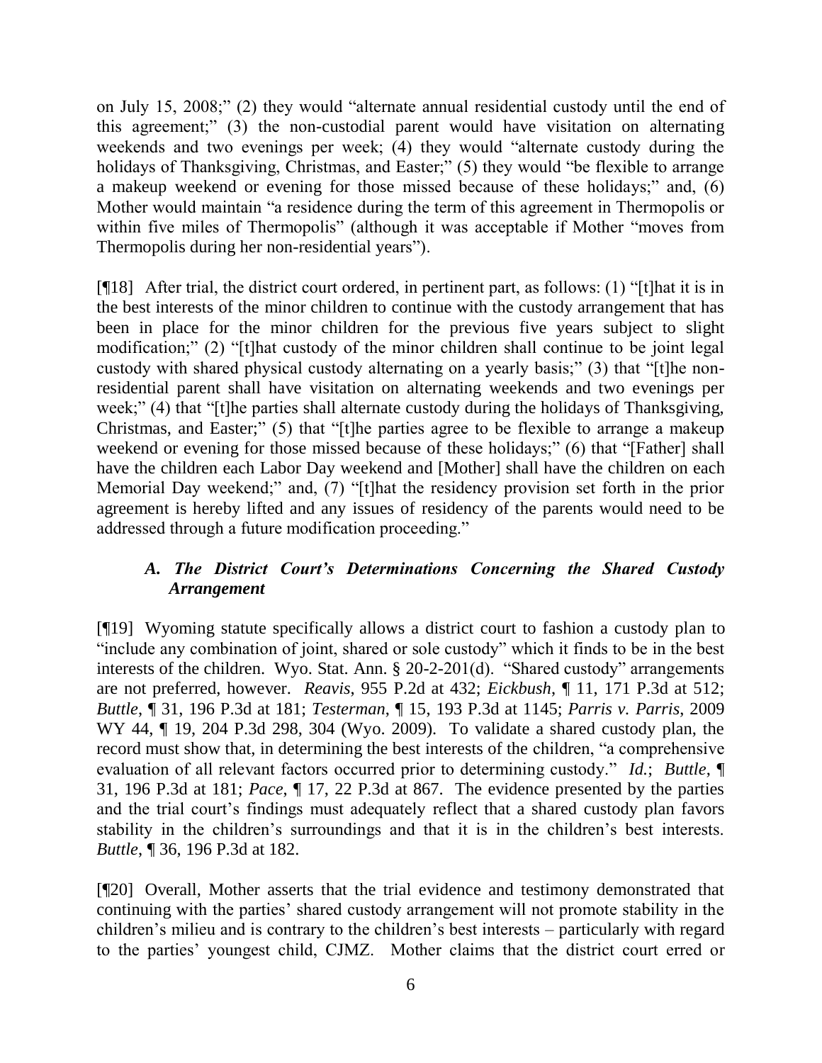on July 15, 2008;" (2) they would "alternate annual residential custody until the end of this agreement;" (3) the non-custodial parent would have visitation on alternating weekends and two evenings per week; (4) they would "alternate custody during the holidays of Thanksgiving, Christmas, and Easter;" (5) they would "be flexible to arrange a makeup weekend or evening for those missed because of these holidays;" and, (6) Mother would maintain "a residence during the term of this agreement in Thermopolis or within five miles of Thermopolis" (although it was acceptable if Mother "moves from Thermopolis during her non-residential years").

[¶18] After trial, the district court ordered, in pertinent part, as follows: (1) "[t]hat it is in the best interests of the minor children to continue with the custody arrangement that has been in place for the minor children for the previous five years subject to slight modification;" (2) "[t]hat custody of the minor children shall continue to be joint legal custody with shared physical custody alternating on a yearly basis;" (3) that "[t]he non-residential parent shall have visitation on alternating weekends and two evenings per week;" (4) that "[t]he parties shall alternate custody during the holidays of Thanksgiving, Christmas, and Easter;" (5) that "[t]he parties agree to be flexible to arrange a makeup weekend or evening for those missed because of these holidays;" (6) that "[Father] shall have the children each Labor Day weekend and [Mother] shall have the children on each Memorial Day weekend;" and, (7) "[t]hat the residency provision set forth in the prior agreement is hereby lifted and any issues of residency of the parents would need to be addressed through a future modification proceeding."

### *A. The District Court's Determinations Concerning the Shared Custody Arrangement*

[¶19] Wyoming statute specifically allows a district court to fashion a custody plan to "include any combination of joint, shared or sole custody" which it finds to be in the best interests of the children. Wyo. Stat. Ann. § 20-2-201(d). "Shared custody" arrangements are not preferred, however. *Reavis*, 955 P.2d at 432; *Eickbush*, ¶ 11, 171 P.3d at 512; *Buttle*, ¶ 31, 196 P.3d at 181; *Testerman*, ¶ 15, 193 P.3d at 1145; *Parris v. Parris*, 2009 WY 44, ¶ 19, 204 P.3d 298, 304 (Wyo. 2009). To validate a shared custody plan, the record must show that, in determining the best interests of the children, "a comprehensive evaluation of all relevant factors occurred prior to determining custody." *Id.*; *Buttle*, ¶ 31, 196 P.3d at 181; *Pace*, ¶ 17, 22 P.3d at 867. The evidence presented by the parties and the trial court's findings must adequately reflect that a shared custody plan favors stability in the children's surroundings and that it is in the children's best interests. *Buttle*, ¶ 36, 196 P.3d at 182.

[¶20] Overall, Mother asserts that the trial evidence and testimony demonstrated that continuing with the parties' shared custody arrangement will not promote stability in the children's milieu and is contrary to the children's best interests – particularly with regard to the parties' youngest child, CJMZ. Mother claims that the district court erred or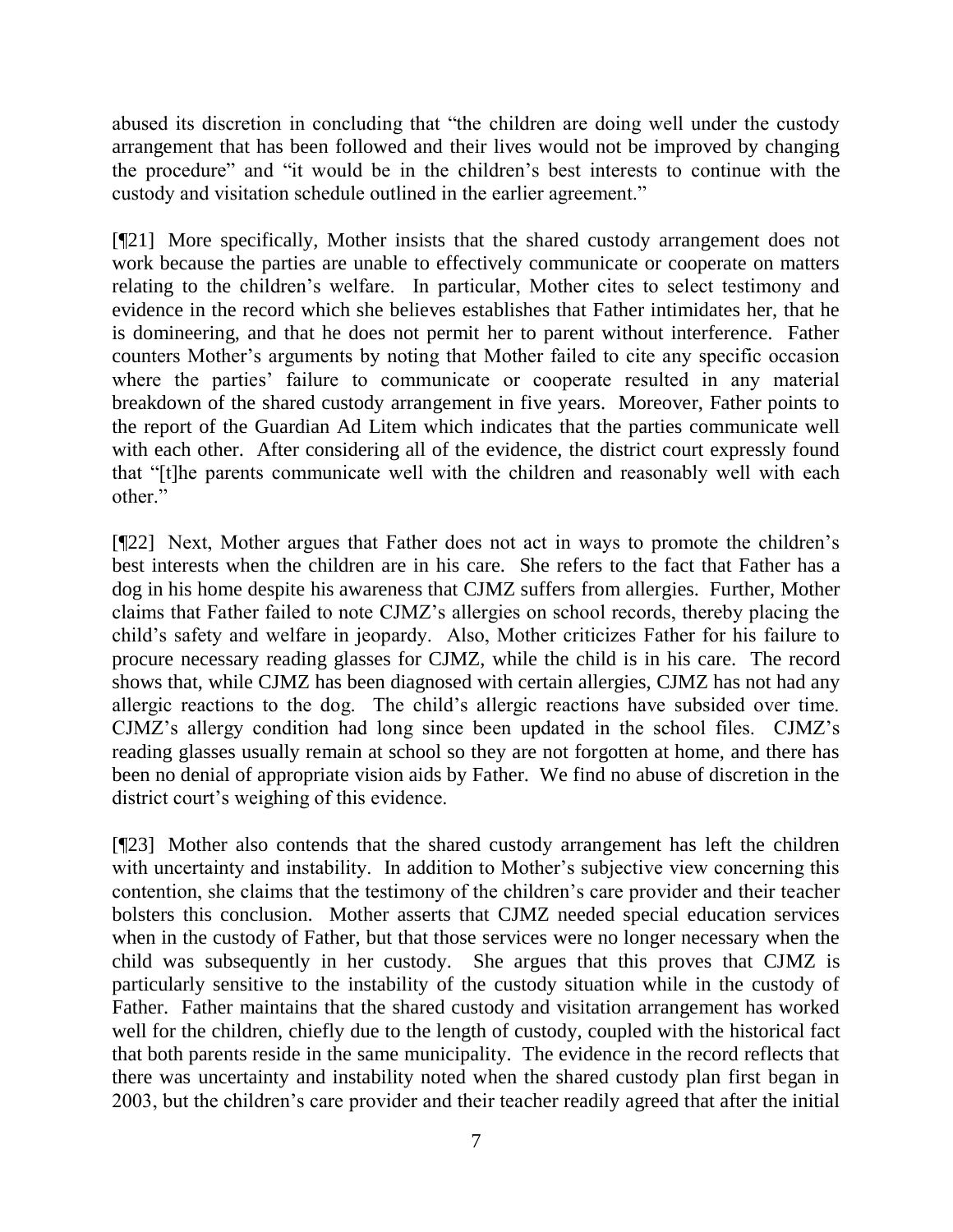abused its discretion in concluding that "the children are doing well under the custody arrangement that has been followed and their lives would not be improved by changing the procedure" and "it would be in the children's best interests to continue with the custody and visitation schedule outlined in the earlier agreement."

[¶21] More specifically, Mother insists that the shared custody arrangement does not work because the parties are unable to effectively communicate or cooperate on matters relating to the children's welfare. In particular, Mother cites to select testimony and evidence in the record which she believes establishes that Father intimidates her, that he is domineering, and that he does not permit her to parent without interference. Father counters Mother's arguments by noting that Mother failed to cite any specific occasion where the parties' failure to communicate or cooperate resulted in any material breakdown of the shared custody arrangement in five years. Moreover, Father points to the report of the Guardian Ad Litem which indicates that the parties communicate well with each other. After considering all of the evidence, the district court expressly found that "[t]he parents communicate well with the children and reasonably well with each other."

[¶22] Next, Mother argues that Father does not act in ways to promote the children's best interests when the children are in his care. She refers to the fact that Father has a dog in his home despite his awareness that CJMZ suffers from allergies. Further, Mother claims that Father failed to note CJMZ's allergies on school records, thereby placing the child's safety and welfare in jeopardy. Also, Mother criticizes Father for his failure to procure necessary reading glasses for CJMZ, while the child is in his care. The record shows that, while CJMZ has been diagnosed with certain allergies, CJMZ has not had any allergic reactions to the dog. The child's allergic reactions have subsided over time. CJMZ's allergy condition had long since been updated in the school files. CJMZ's reading glasses usually remain at school so they are not forgotten at home, and there has been no denial of appropriate vision aids by Father. We find no abuse of discretion in the district court's weighing of this evidence.

[¶23] Mother also contends that the shared custody arrangement has left the children with uncertainty and instability. In addition to Mother's subjective view concerning this contention, she claims that the testimony of the children's care provider and their teacher bolsters this conclusion. Mother asserts that CJMZ needed special education services when in the custody of Father, but that those services were no longer necessary when the child was subsequently in her custody. She argues that this proves that CJMZ is particularly sensitive to the instability of the custody situation while in the custody of Father. Father maintains that the shared custody and visitation arrangement has worked well for the children, chiefly due to the length of custody, coupled with the historical fact that both parents reside in the same municipality. The evidence in the record reflects that there was uncertainty and instability noted when the shared custody plan first began in 2003, but the children's care provider and their teacher readily agreed that after the initial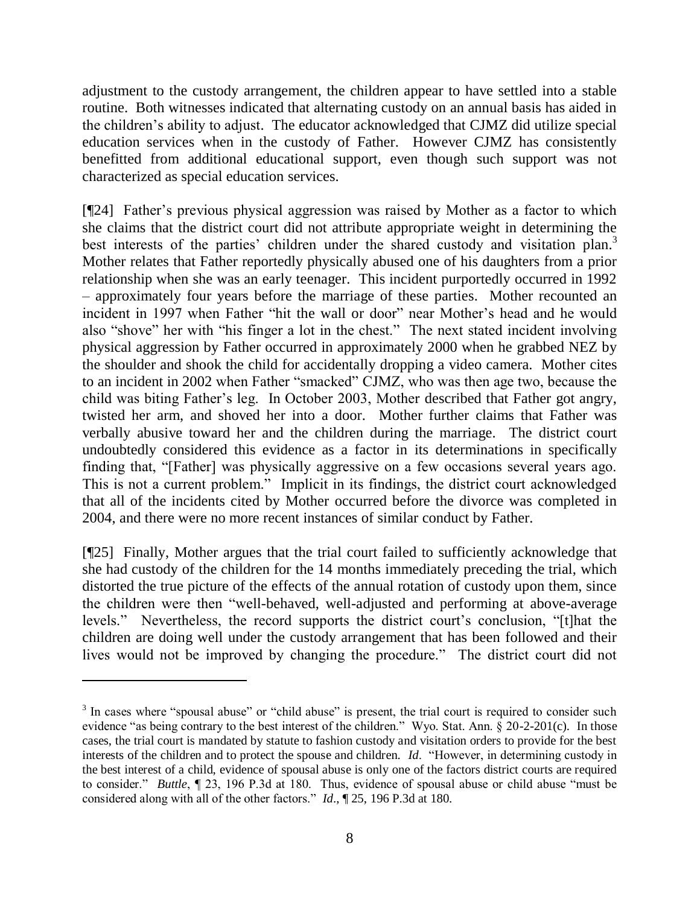adjustment to the custody arrangement, the children appear to have settled into a stable routine. Both witnesses indicated that alternating custody on an annual basis has aided in the children's ability to adjust. The educator acknowledged that CJMZ did utilize special education services when in the custody of Father. However CJMZ has consistently benefitted from additional educational support, even though such support was not characterized as special education services.

[¶24] Father's previous physical aggression was raised by Mother as a factor to which she claims that the district court did not attribute appropriate weight in determining the best interests of the parties' children under the shared custody and visitation plan.[3] Mother relates that Father reportedly physically abused one of his daughters from a prior relationship when she was an early teenager. This incident purportedly occurred in 1992 – approximately four years before the marriage of these parties. Mother recounted an incident in 1997 when Father "hit the wall or door" near Mother's head and he would also "shove" her with "his finger a lot in the chest." The next stated incident involving physical aggression by Father occurred in approximately 2000 when he grabbed NEZ by the shoulder and shook the child for accidentally dropping a video camera. Mother cites to an incident in 2002 when Father "smacked" CJMZ, who was then age two, because the child was biting Father's leg. In October 2003, Mother described that Father got angry, twisted her arm, and shoved her into a door. Mother further claims that Father was verbally abusive toward her and the children during the marriage. The district court undoubtedly considered this evidence as a factor in its determinations in specifically finding that, "[Father] was physically aggressive on a few occasions several years ago. This is not a current problem." Implicit in its findings, the district court acknowledged that all of the incidents cited by Mother occurred before the divorce was completed in 2004, and there were no more recent instances of similar conduct by Father.

[¶25] Finally, Mother argues that the trial court failed to sufficiently acknowledge that she had custody of the children for the 14 months immediately preceding the trial, which distorted the true picture of the effects of the annual rotation of custody upon them, since the children were then "well-behaved, well-adjusted and performing at above-average levels." Nevertheless, the record supports the district court's conclusion, "[t]hat the children are doing well under the custody arrangement that has been followed and their lives would not be improved by changing the procedure." The district court did not

---

[3] In cases where "spousal abuse" or "child abuse" is present, the trial court is required to consider such evidence "as being contrary to the best interest of the children." Wyo. Stat. Ann. § 20-2-201(c). In those cases, the trial court is mandated by statute to fashion custody and visitation orders to provide for the best interests of the children and to protect the spouse and children. *Id*. "However, in determining custody in the best interest of a child, evidence of spousal abuse is only one of the factors district courts are required to consider." *Buttle*, ¶ 23, 196 P.3d at 180. Thus, evidence of spousal abuse or child abuse "must be considered along with all of the other factors." *Id*., ¶ 25, 196 P.3d at 180.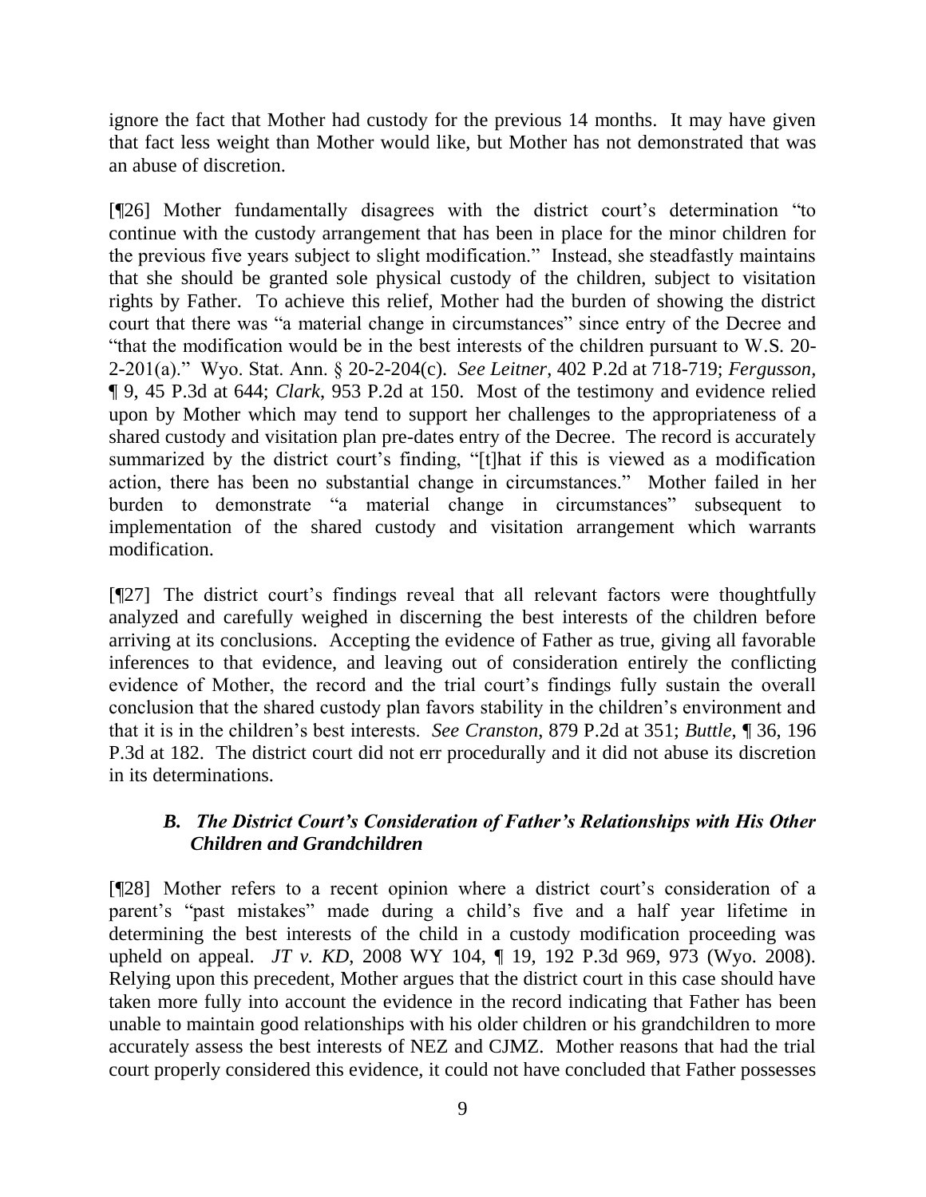ignore the fact that Mother had custody for the previous 14 months. It may have given that fact less weight than Mother would like, but Mother has not demonstrated that was an abuse of discretion.

[¶26] Mother fundamentally disagrees with the district court's determination "to continue with the custody arrangement that has been in place for the minor children for the previous five years subject to slight modification." Instead, she steadfastly maintains that she should be granted sole physical custody of the children, subject to visitation rights by Father. To achieve this relief, Mother had the burden of showing the district court that there was "a material change in circumstances" since entry of the Decree and "that the modification would be in the best interests of the children pursuant to W.S. 20-2-201(a)." Wyo. Stat. Ann. § 20-2-204(c). *See Leitner*, 402 P.2d at 718-719; *Fergusson*, ¶ 9, 45 P.3d at 644; *Clark*, 953 P.2d at 150. Most of the testimony and evidence relied upon by Mother which may tend to support her challenges to the appropriateness of a shared custody and visitation plan pre-dates entry of the Decree. The record is accurately summarized by the district court's finding, "[t]hat if this is viewed as a modification action, there has been no substantial change in circumstances." Mother failed in her burden to demonstrate "a material change in circumstances" subsequent to implementation of the shared custody and visitation arrangement which warrants modification.

[¶27] The district court's findings reveal that all relevant factors were thoughtfully analyzed and carefully weighed in discerning the best interests of the children before arriving at its conclusions. Accepting the evidence of Father as true, giving all favorable inferences to that evidence, and leaving out of consideration entirely the conflicting evidence of Mother, the record and the trial court's findings fully sustain the overall conclusion that the shared custody plan favors stability in the children's environment and that it is in the children's best interests. *See Cranston*, 879 P.2d at 351; *Buttle*, ¶ 36, 196 P.3d at 182. The district court did not err procedurally and it did not abuse its discretion in its determinations.

### *B. The District Court's Consideration of Father's Relationships with His Other Children and Grandchildren*

[¶28] Mother refers to a recent opinion where a district court's consideration of a parent's "past mistakes" made during a child's five and a half year lifetime in determining the best interests of the child in a custody modification proceeding was upheld on appeal. *JT v. KD*, 2008 WY 104, ¶ 19, 192 P.3d 969, 973 (Wyo. 2008). Relying upon this precedent, Mother argues that the district court in this case should have taken more fully into account the evidence in the record indicating that Father has been unable to maintain good relationships with his older children or his grandchildren to more accurately assess the best interests of NEZ and CJMZ. Mother reasons that had the trial court properly considered this evidence, it could not have concluded that Father possesses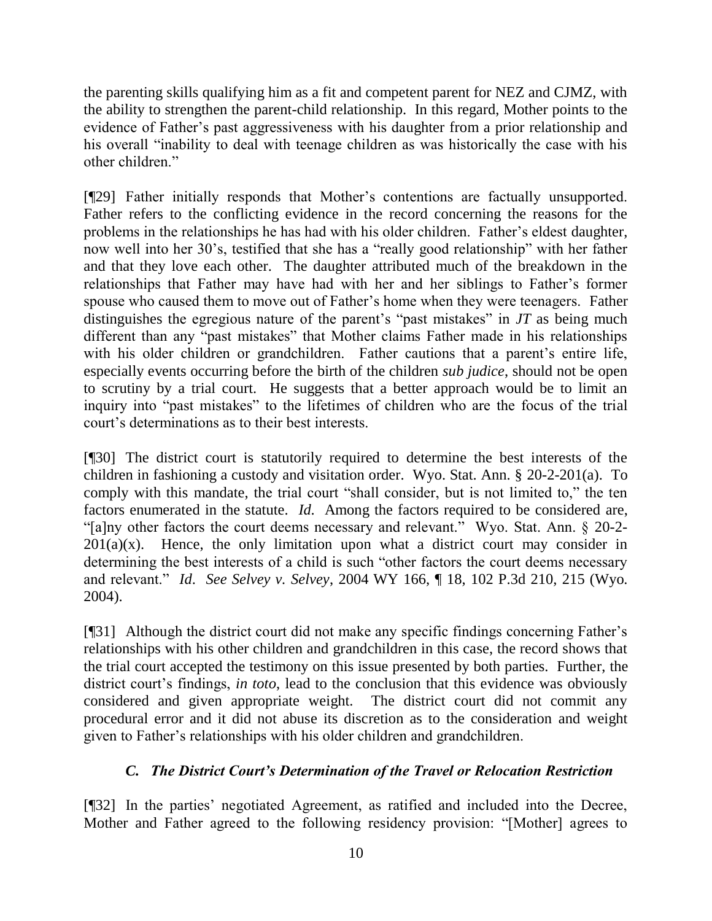the parenting skills qualifying him as a fit and competent parent for NEZ and CJMZ, with the ability to strengthen the parent-child relationship. In this regard, Mother points to the evidence of Father's past aggressiveness with his daughter from a prior relationship and his overall "inability to deal with teenage children as was historically the case with his other children."

[¶29] Father initially responds that Mother's contentions are factually unsupported. Father refers to the conflicting evidence in the record concerning the reasons for the problems in the relationships he has had with his older children. Father's eldest daughter, now well into her 30's, testified that she has a "really good relationship" with her father and that they love each other. The daughter attributed much of the breakdown in the relationships that Father may have had with her and her siblings to Father's former spouse who caused them to move out of Father's home when they were teenagers. Father distinguishes the egregious nature of the parent's "past mistakes" in *JT* as being much different than any "past mistakes" that Mother claims Father made in his relationships with his older children or grandchildren. Father cautions that a parent's entire life, especially events occurring before the birth of the children *sub judice*, should not be open to scrutiny by a trial court. He suggests that a better approach would be to limit an inquiry into "past mistakes" to the lifetimes of children who are the focus of the trial court's determinations as to their best interests.

[¶30] The district court is statutorily required to determine the best interests of the children in fashioning a custody and visitation order. Wyo. Stat. Ann. § 20-2-201(a). To comply with this mandate, the trial court "shall consider, but is not limited to," the ten factors enumerated in the statute. *Id.* Among the factors required to be considered are, "[a]ny other factors the court deems necessary and relevant." Wyo. Stat. Ann. § 20-2-201(a)(x). Hence, the only limitation upon what a district court may consider in determining the best interests of a child is such "other factors the court deems necessary and relevant." *Id.* *See Selvey v. Selvey*, 2004 WY 166, ¶ 18, 102 P.3d 210, 215 (Wyo. 2004).

[¶31] Although the district court did not make any specific findings concerning Father's relationships with his other children and grandchildren in this case, the record shows that the trial court accepted the testimony on this issue presented by both parties. Further, the district court's findings, *in toto*, lead to the conclusion that this evidence was obviously considered and given appropriate weight. The district court did not commit any procedural error and it did not abuse its discretion as to the consideration and weight given to Father's relationships with his older children and grandchildren.

### *C. The District Court's Determination of the Travel or Relocation Restriction*

[¶32] In the parties' negotiated Agreement, as ratified and included into the Decree, Mother and Father agreed to the following residency provision: "[Mother] agrees to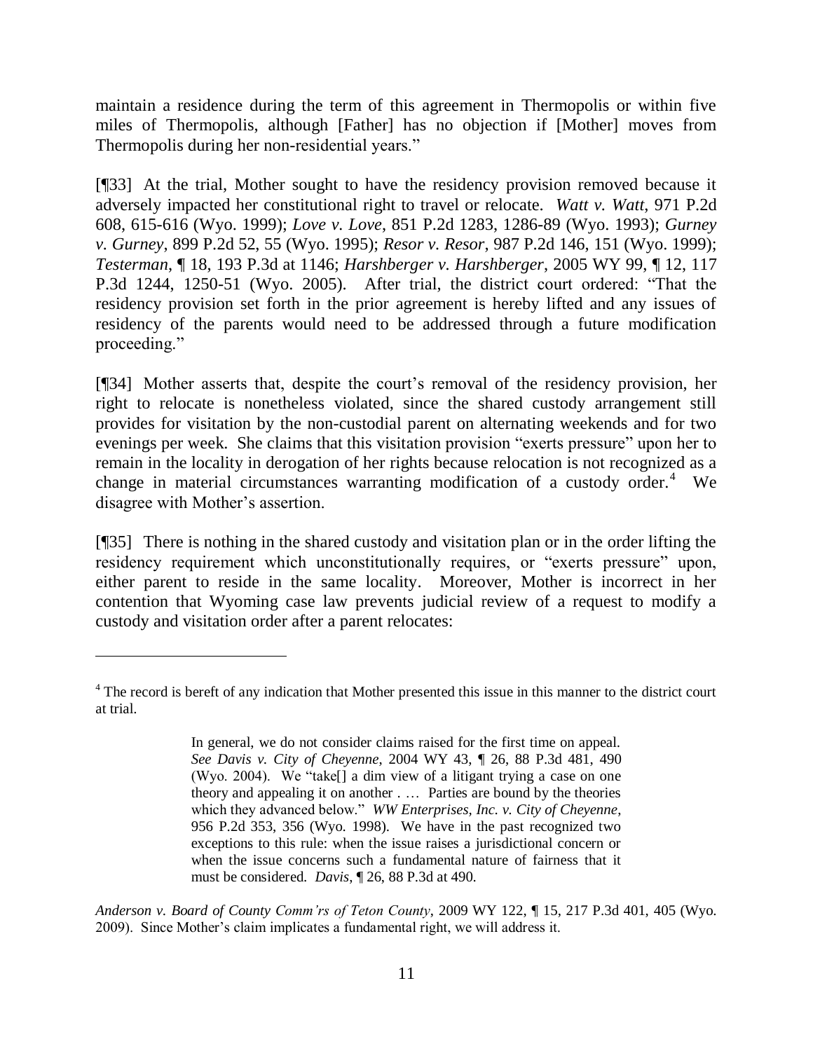maintain a residence during the term of this agreement in Thermopolis or within five miles of Thermopolis, although [Father] has no objection if [Mother] moves from Thermopolis during her non-residential years."

[¶33] At the trial, Mother sought to have the residency provision removed because it adversely impacted her constitutional right to travel or relocate. *Watt v. Watt*, 971 P.2d 608, 615-616 (Wyo. 1999); *Love v. Love*, 851 P.2d 1283, 1286-89 (Wyo. 1993); *Gurney v. Gurney*, 899 P.2d 52, 55 (Wyo. 1995); *Resor v. Resor*, 987 P.2d 146, 151 (Wyo. 1999); *Testerman*, ¶ 18, 193 P.3d at 1146; *Harshberger v. Harshberger*, 2005 WY 99, ¶ 12, 117 P.3d 1244, 1250-51 (Wyo. 2005). After trial, the district court ordered: "That the residency provision set forth in the prior agreement is hereby lifted and any issues of residency of the parents would need to be addressed through a future modification proceeding."

[¶34] Mother asserts that, despite the court's removal of the residency provision, her right to relocate is nonetheless violated, since the shared custody arrangement still provides for visitation by the non-custodial parent on alternating weekends and for two evenings per week. She claims that this visitation provision "exerts pressure" upon her to remain in the locality in derogation of her rights because relocation is not recognized as a change in material circumstances warranting modification of a custody order.[4] We disagree with Mother's assertion.

[¶35] There is nothing in the shared custody and visitation plan or in the order lifting the residency requirement which unconstitutionally requires, or "exerts pressure" upon, either parent to reside in the same locality. Moreover, Mother is incorrect in her contention that Wyoming case law prevents judicial review of a request to modify a custody and visitation order after a parent relocates:

---

[4] The record is bereft of any indication that Mother presented this issue in this manner to the district court at trial.

> In general, we do not consider claims raised for the first time on appeal. *See Davis v. City of Cheyenne*, 2004 WY 43, ¶ 26, 88 P.3d 481, 490 (Wyo. 2004). We "take[] a dim view of a litigant trying a case on one theory and appealing it on another . … Parties are bound by the theories which they advanced below." *WW Enterprises, Inc. v. City of Cheyenne*, 956 P.2d 353, 356 (Wyo. 1998). We have in the past recognized two exceptions to this rule: when the issue raises a jurisdictional concern or when the issue concerns such a fundamental nature of fairness that it must be considered. *Davis*, ¶ 26, 88 P.3d at 490.

*Anderson v. Board of County Comm'rs of Teton County*, 2009 WY 122, ¶ 15, 217 P.3d 401, 405 (Wyo. 2009). Since Mother's claim implicates a fundamental right, we will address it.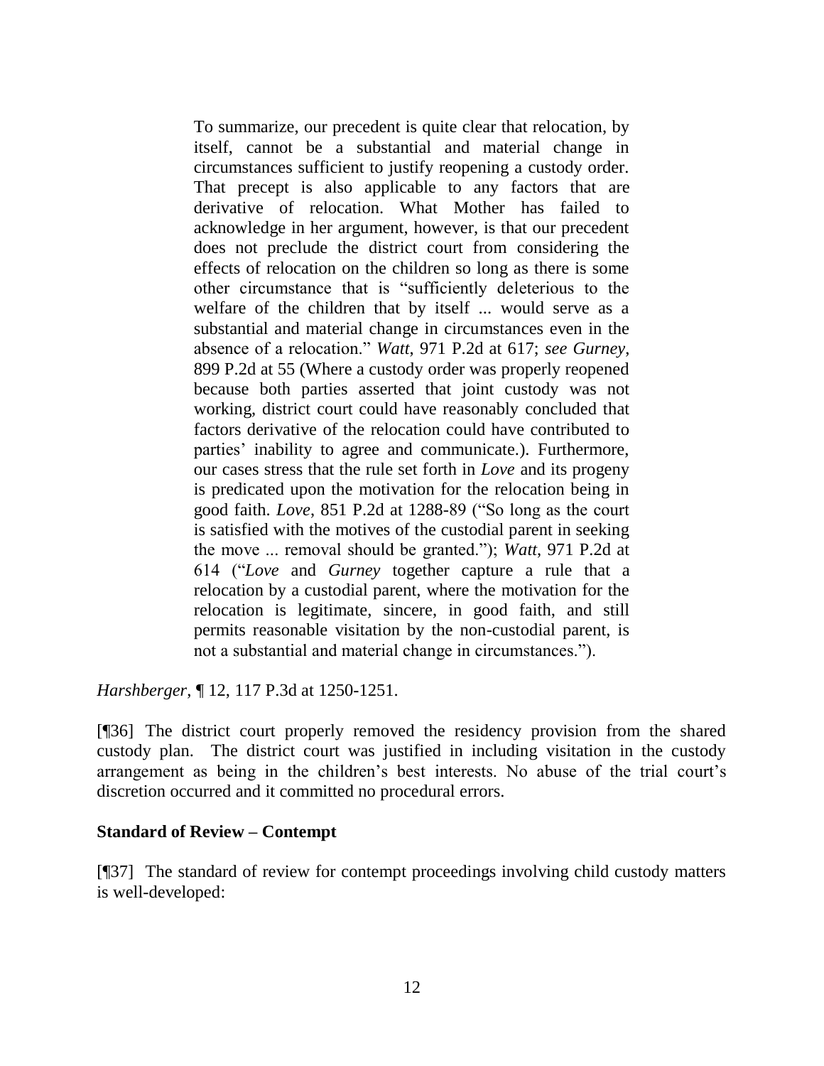> To summarize, our precedent is quite clear that relocation, by itself, cannot be a substantial and material change in circumstances sufficient to justify reopening a custody order. That precept is also applicable to any factors that are derivative of relocation. What Mother has failed to acknowledge in her argument, however, is that our precedent does not preclude the district court from considering the effects of relocation on the children so long as there is some other circumstance that is "sufficiently deleterious to the welfare of the children that by itself ... would serve as a substantial and material change in circumstances even in the absence of a relocation." *Watt*, 971 P.2d at 617; *see Gurney*, 899 P.2d at 55 (Where a custody order was properly reopened because both parties asserted that joint custody was not working, district court could have reasonably concluded that factors derivative of the relocation could have contributed to parties' inability to agree and communicate.). Furthermore, our cases stress that the rule set forth in *Love* and its progeny is predicated upon the motivation for the relocation being in good faith. *Love*, 851 P.2d at 1288-89 ("So long as the court is satisfied with the motives of the custodial parent in seeking the move ... removal should be granted."); *Watt*, 971 P.2d at 614 ("*Love* and *Gurney* together capture a rule that a relocation by a custodial parent, where the motivation for the relocation is legitimate, sincere, in good faith, and still permits reasonable visitation by the non-custodial parent, is not a substantial and material change in circumstances.").

*Harshberger*, ¶ 12, 117 P.3d at 1250-1251.

[¶36] The district court properly removed the residency provision from the shared custody plan. The district court was justified in including visitation in the custody arrangement as being in the children's best interests. No abuse of the trial court's discretion occurred and it committed no procedural errors.

**Standard of Review – Contempt**

[¶37] The standard of review for contempt proceedings involving child custody matters is well-developed: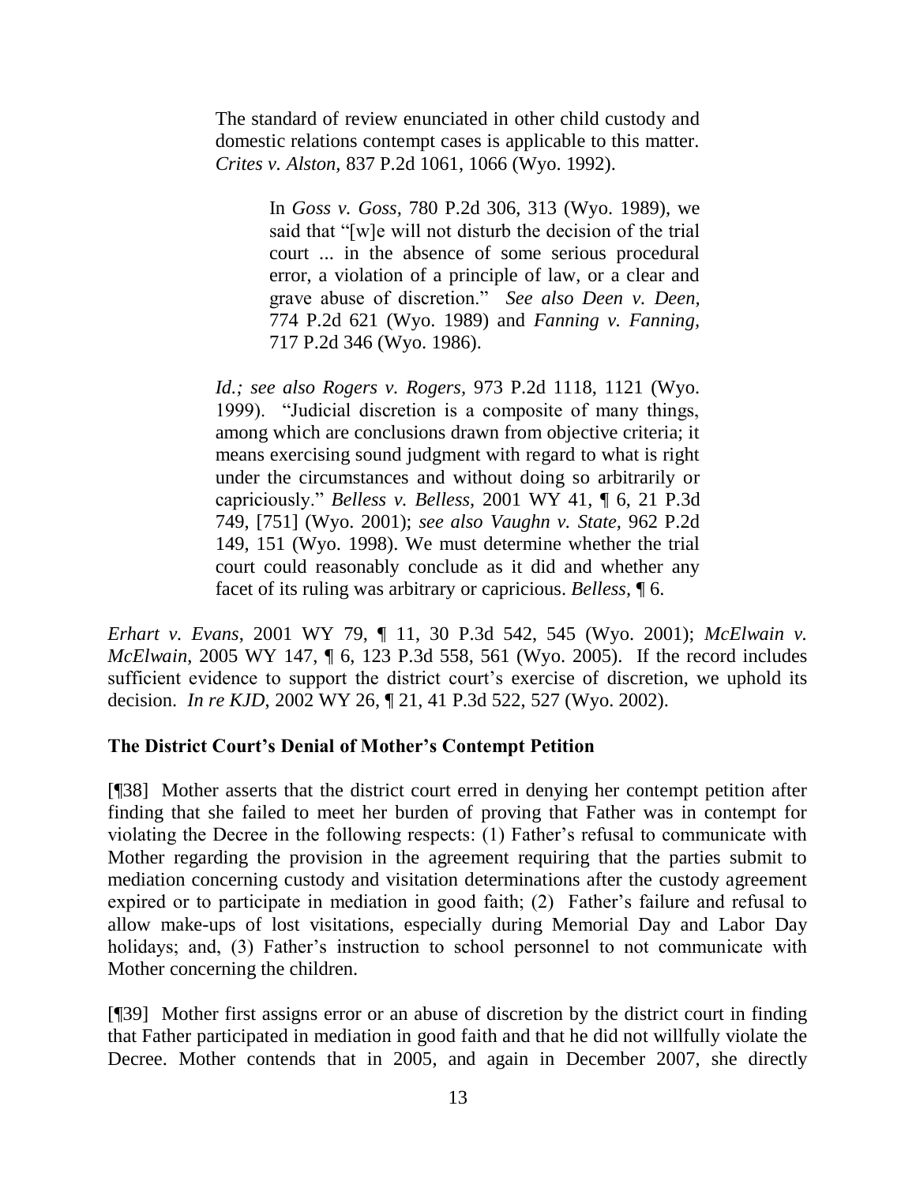> The standard of review enunciated in other child custody and domestic relations contempt cases is applicable to this matter. *Crites v. Alston,* 837 P.2d 1061, 1066 (Wyo. 1992).
>
> > In *Goss v. Goss*, 780 P.2d 306, 313 (Wyo. 1989), we said that "[w]e will not disturb the decision of the trial court ... in the absence of some serious procedural error, a violation of a principle of law, or a clear and grave abuse of discretion." *See also Deen v. Deen,* 774 P.2d 621 (Wyo. 1989) and *Fanning v. Fanning,* 717 P.2d 346 (Wyo. 1986).
>
> *Id.; see also Rogers v. Rogers*, 973 P.2d 1118, 1121 (Wyo. 1999). "Judicial discretion is a composite of many things, among which are conclusions drawn from objective criteria; it means exercising sound judgment with regard to what is right under the circumstances and without doing so arbitrarily or capriciously." *Belless v. Belless*, 2001 WY 41, ¶ 6, 21 P.3d 749, [751] (Wyo. 2001); *see also Vaughn v. State,* 962 P.2d 149, 151 (Wyo. 1998). We must determine whether the trial court could reasonably conclude as it did and whether any facet of its ruling was arbitrary or capricious. *Belless*, ¶ 6.

*Erhart v. Evans*, 2001 WY 79, ¶ 11, 30 P.3d 542, 545 (Wyo. 2001); *McElwain v. McElwain*, 2005 WY 147, ¶ 6, 123 P.3d 558, 561 (Wyo. 2005). If the record includes sufficient evidence to support the district court's exercise of discretion, we uphold its decision. *In re KJD*, 2002 WY 26, ¶ 21, 41 P.3d 522, 527 (Wyo. 2002).

**The District Court's Denial of Mother's Contempt Petition**

[¶38] Mother asserts that the district court erred in denying her contempt petition after finding that she failed to meet her burden of proving that Father was in contempt for violating the Decree in the following respects: (1) Father's refusal to communicate with Mother regarding the provision in the agreement requiring that the parties submit to mediation concerning custody and visitation determinations after the custody agreement expired or to participate in mediation in good faith; (2) Father's failure and refusal to allow make-ups of lost visitations, especially during Memorial Day and Labor Day holidays; and, (3) Father's instruction to school personnel to not communicate with Mother concerning the children.

[¶39] Mother first assigns error or an abuse of discretion by the district court in finding that Father participated in mediation in good faith and that he did not willfully violate the Decree. Mother contends that in 2005, and again in December 2007, she directly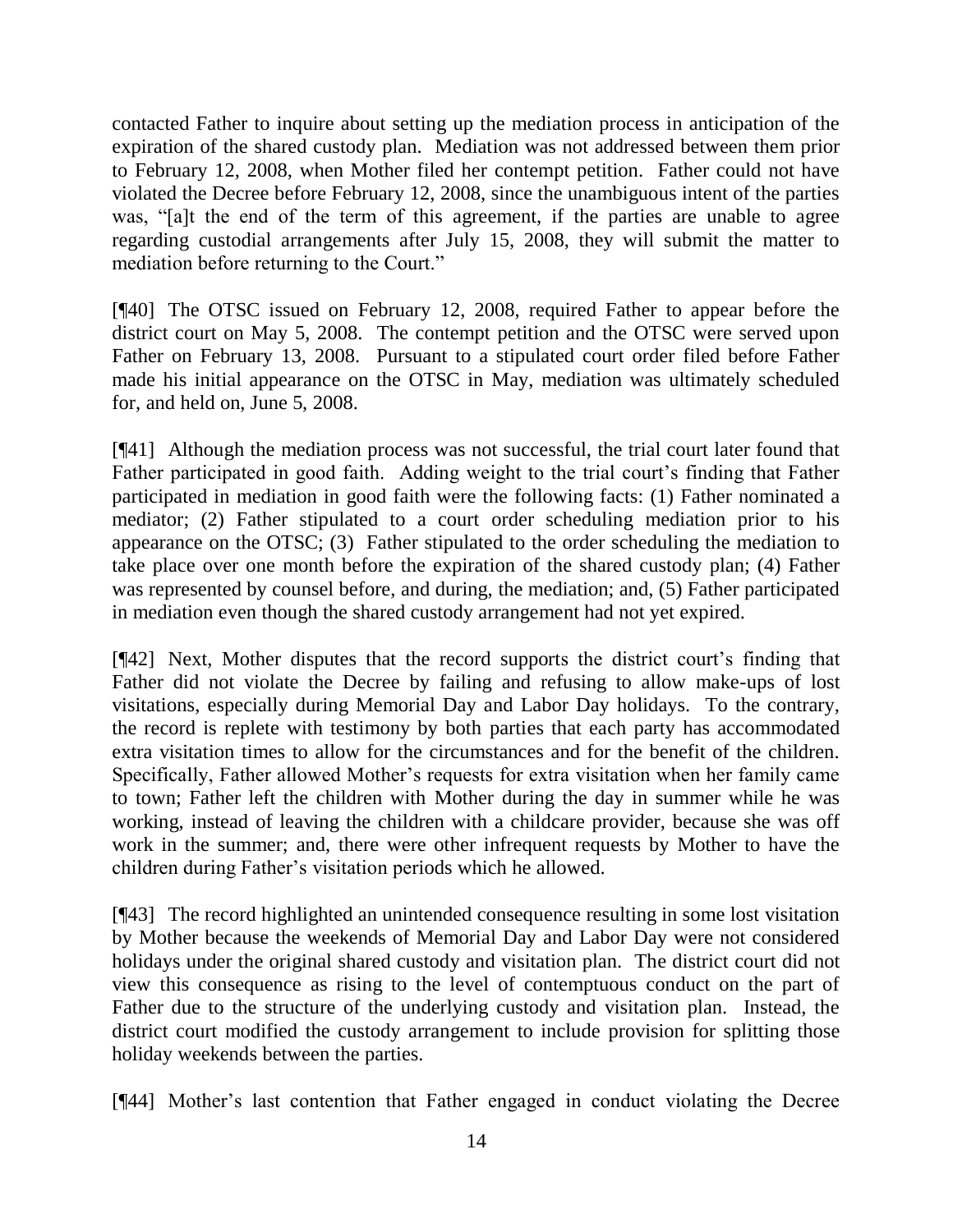contacted Father to inquire about setting up the mediation process in anticipation of the expiration of the shared custody plan. Mediation was not addressed between them prior to February 12, 2008, when Mother filed her contempt petition. Father could not have violated the Decree before February 12, 2008, since the unambiguous intent of the parties was, "[a]t the end of the term of this agreement, if the parties are unable to agree regarding custodial arrangements after July 15, 2008, they will submit the matter to mediation before returning to the Court."

[¶40] The OTSC issued on February 12, 2008, required Father to appear before the district court on May 5, 2008. The contempt petition and the OTSC were served upon Father on February 13, 2008. Pursuant to a stipulated court order filed before Father made his initial appearance on the OTSC in May, mediation was ultimately scheduled for, and held on, June 5, 2008.

[¶41] Although the mediation process was not successful, the trial court later found that Father participated in good faith. Adding weight to the trial court's finding that Father participated in mediation in good faith were the following facts: (1) Father nominated a mediator; (2) Father stipulated to a court order scheduling mediation prior to his appearance on the OTSC; (3) Father stipulated to the order scheduling the mediation to take place over one month before the expiration of the shared custody plan; (4) Father was represented by counsel before, and during, the mediation; and, (5) Father participated in mediation even though the shared custody arrangement had not yet expired.

[¶42] Next, Mother disputes that the record supports the district court's finding that Father did not violate the Decree by failing and refusing to allow make-ups of lost visitations, especially during Memorial Day and Labor Day holidays. To the contrary, the record is replete with testimony by both parties that each party has accommodated extra visitation times to allow for the circumstances and for the benefit of the children. Specifically, Father allowed Mother's requests for extra visitation when her family came to town; Father left the children with Mother during the day in summer while he was working, instead of leaving the children with a childcare provider, because she was off work in the summer; and, there were other infrequent requests by Mother to have the children during Father's visitation periods which he allowed.

[¶43] The record highlighted an unintended consequence resulting in some lost visitation by Mother because the weekends of Memorial Day and Labor Day were not considered holidays under the original shared custody and visitation plan. The district court did not view this consequence as rising to the level of contemptuous conduct on the part of Father due to the structure of the underlying custody and visitation plan. Instead, the district court modified the custody arrangement to include provision for splitting those holiday weekends between the parties.

[¶44] Mother's last contention that Father engaged in conduct violating the Decree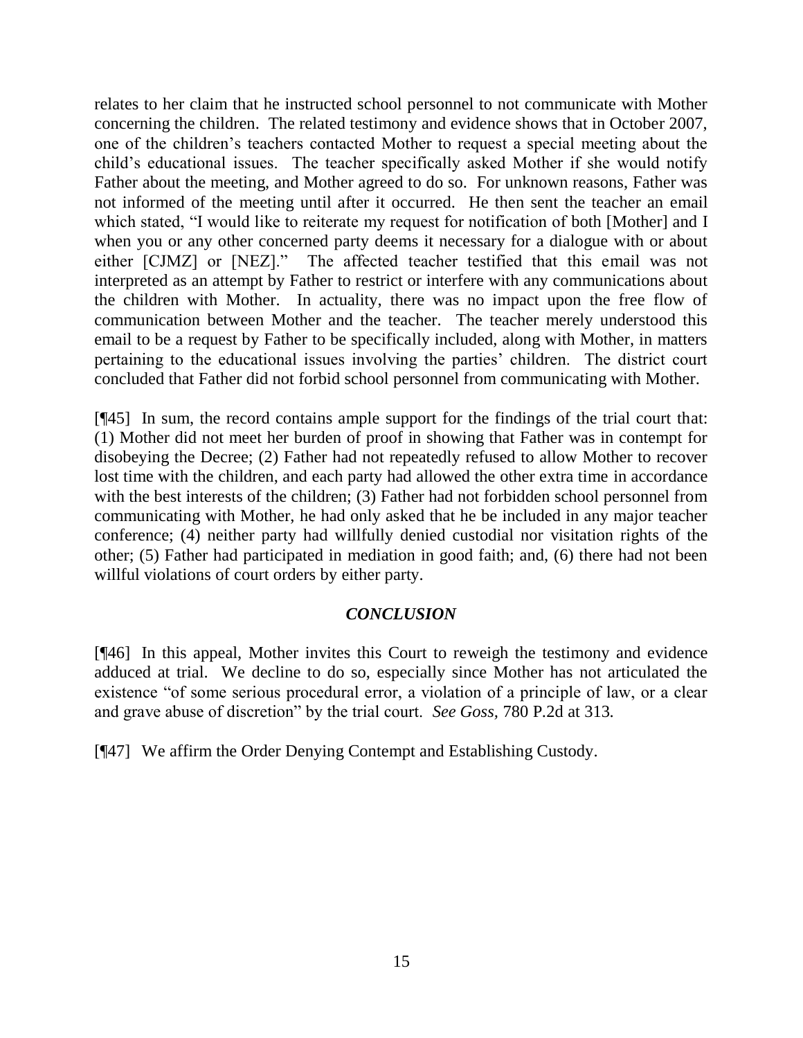relates to her claim that he instructed school personnel to not communicate with Mother concerning the children. The related testimony and evidence shows that in October 2007, one of the children's teachers contacted Mother to request a special meeting about the child's educational issues. The teacher specifically asked Mother if she would notify Father about the meeting, and Mother agreed to do so. For unknown reasons, Father was not informed of the meeting until after it occurred. He then sent the teacher an email which stated, "I would like to reiterate my request for notification of both [Mother] and I when you or any other concerned party deems it necessary for a dialogue with or about either [CJMZ] or [NEZ]." The affected teacher testified that this email was not interpreted as an attempt by Father to restrict or interfere with any communications about the children with Mother. In actuality, there was no impact upon the free flow of communication between Mother and the teacher. The teacher merely understood this email to be a request by Father to be specifically included, along with Mother, in matters pertaining to the educational issues involving the parties' children. The district court concluded that Father did not forbid school personnel from communicating with Mother.

[¶45] In sum, the record contains ample support for the findings of the trial court that: (1) Mother did not meet her burden of proof in showing that Father was in contempt for disobeying the Decree; (2) Father had not repeatedly refused to allow Mother to recover lost time with the children, and each party had allowed the other extra time in accordance with the best interests of the children; (3) Father had not forbidden school personnel from communicating with Mother, he had only asked that he be included in any major teacher conference; (4) neither party had willfully denied custodial nor visitation rights of the other; (5) Father had participated in mediation in good faith; and, (6) there had not been willful violations of court orders by either party.

## *CONCLUSION*

[¶46] In this appeal, Mother invites this Court to reweigh the testimony and evidence adduced at trial. We decline to do so, especially since Mother has not articulated the existence "of some serious procedural error, a violation of a principle of law, or a clear and grave abuse of discretion" by the trial court. *See Goss*, 780 P.2d at 313.

[¶47] We affirm the Order Denying Contempt and Establishing Custody.